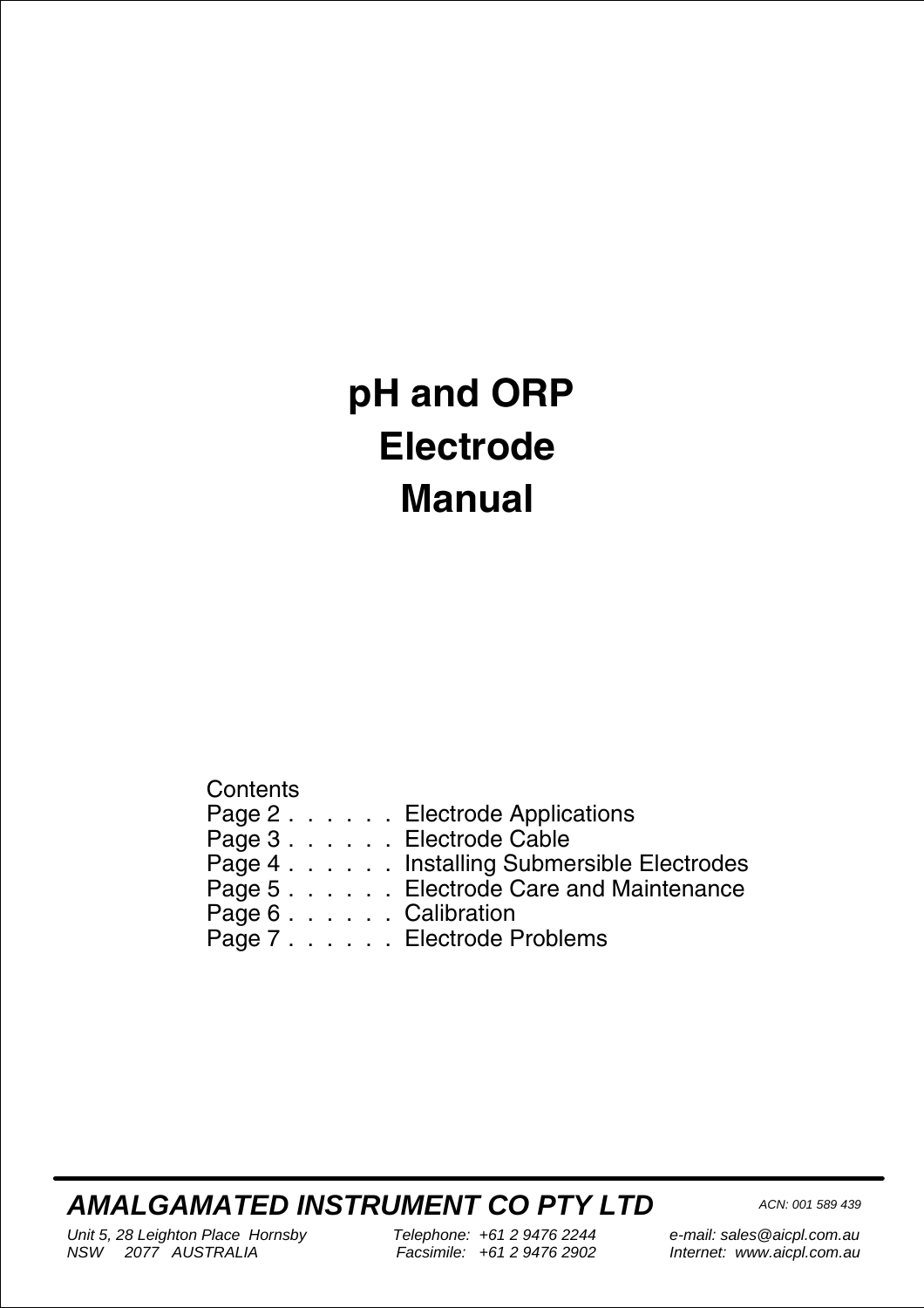# pH and ORP Electrode Manual

Contents

Page 2 . . . . . . Electrode Applications
Page 3 . . . . . . Electrode Cable
Page 4 . . . . . . Installing Submersible Electrodes
Page 5 . . . . . . Electrode Care and Maintenance
Page 6 . . . . . . Calibration
Page 7 . . . . . . Electrode Problems

***AMALGAMATED INSTRUMENT CO PTY LTD***

*ACN: 001 589 439*

*Unit 5, 28 Leighton Place Hornsby NSW 2077 AUSTRALIA*

*Telephone: +61 2 9476 2244*
*Facsimile: +61 2 9476 2902*

*e-mail: sales@aicpl.com.au*
*Internet: www.aicpl.com.au*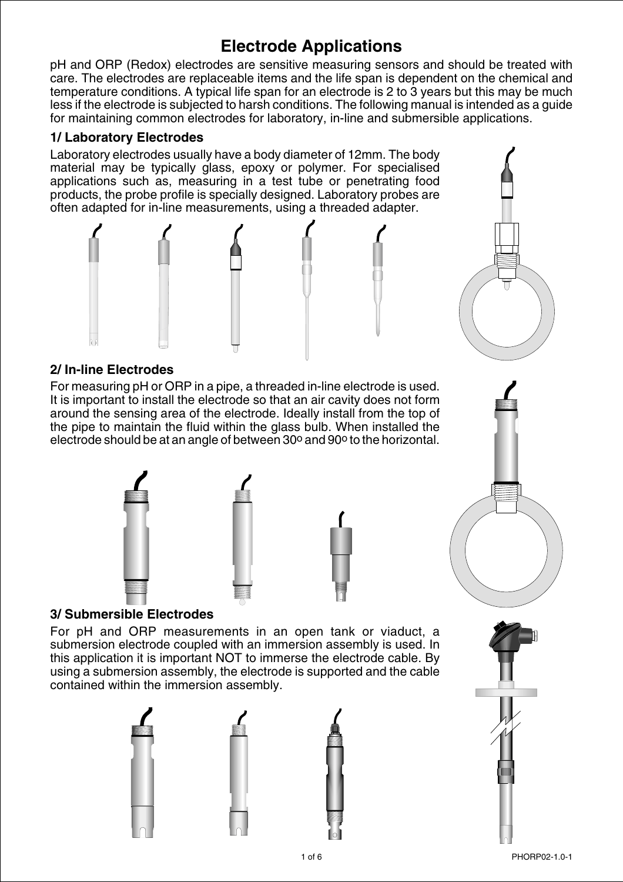# Electrode Applications

pH and ORP (Redox) electrodes are sensitive measuring sensors and should be treated with care. The electrodes are replaceable items and the life span is dependent on the chemical and temperature conditions. A typical life span for an electrode is 2 to 3 years but this may be much less if the electrode is subjected to harsh conditions. The following manual is intended as a guide for maintaining common electrodes for laboratory, in-line and submersible applications.

### 1/ Laboratory Electrodes

Laboratory electrodes usually have a body diameter of 12mm. The body material may be typically glass, epoxy or polymer. For specialised applications such as, measuring in a test tube or penetrating food products, the probe profile is specially designed. Laboratory probes are often adapted for in-line measurements, using a threaded adapter.

### 2/ In-line Electrodes

For measuring pH or ORP in a pipe, a threaded in-line electrode is used. It is important to install the electrode so that an air cavity does not form around the sensing area of the electrode. Ideally install from the top of the pipe to maintain the fluid within the glass bulb. When installed the electrode should be at an angle of between 30º and 90º to the horizontal.

### 3/ Submersible Electrodes

For pH and ORP measurements in an open tank or viaduct, a submersion electrode coupled with an immersion assembly is used. In this application it is important NOT to immerse the electrode cable. By using a submersion assembly, the electrode is supported and the cable contained within the immersion assembly.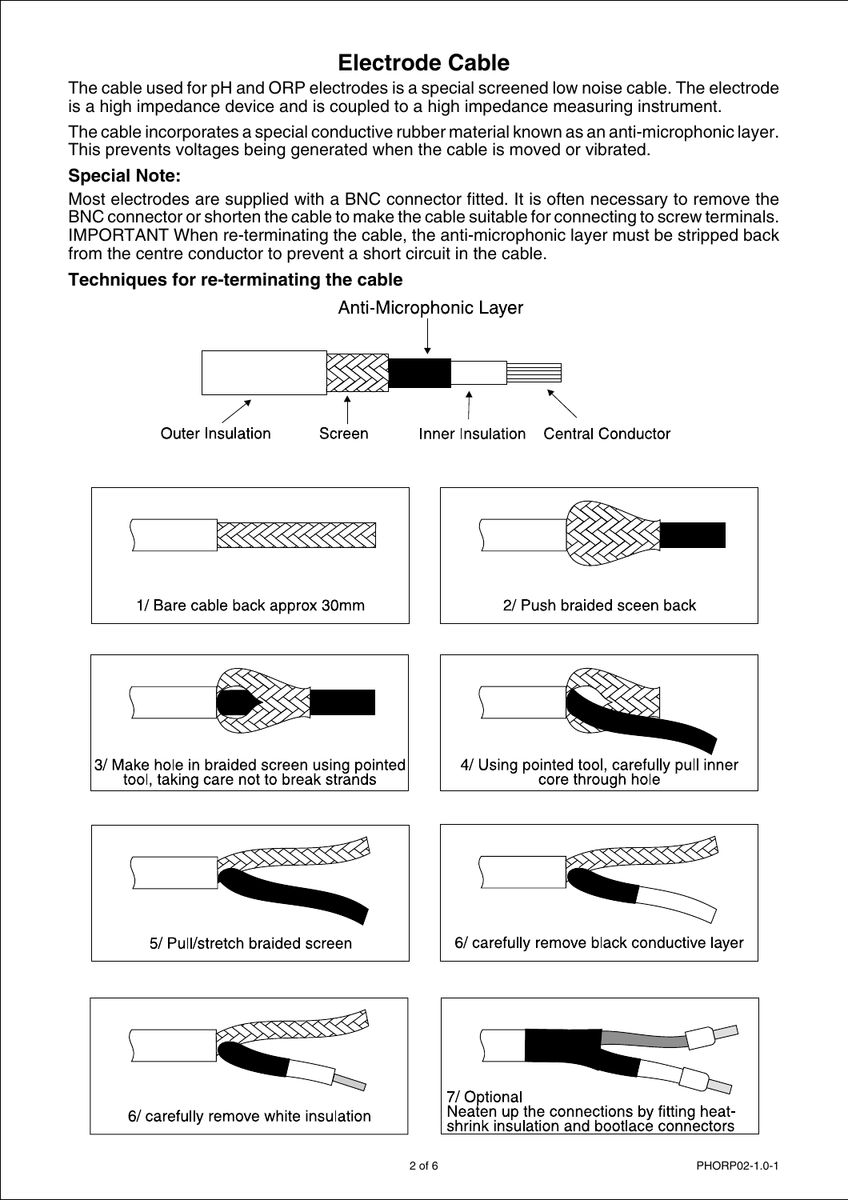# Electrode Cable

The cable used for pH and ORP electrodes is a special screened low noise cable. The electrode is a high impedance device and is coupled to a high impedance measuring instrument.

The cable incorporates a special conductive rubber material known as an anti-microphonic layer. This prevents voltages being generated when the cable is moved or vibrated.

### Special Note:

Most electrodes are supplied with a BNC connector fitted. It is often necessary to remove the BNC connector or shorten the cable to make the cable suitable for connecting to screw terminals. IMPORTANT When re-terminating the cable, the anti-microphonic layer must be stripped back from the centre conductor to prevent a short circuit in the cable.

### Techniques for re-terminating the cable

Anti-Microphonic Layer

Outer Insulation    Screen    Inner Insulation    Central Conductor

1/ Bare cable back approx 30mm

2/ Push braided sceen back

3/ Make hole in braided screen using pointed tool, taking care not to break strands

4/ Using pointed tool, carefully pull inner core through hole

5/ Pull/stretch braided screen

6/ carefully remove black conductive layer

6/ carefully remove white insulation

7/ Optional
Neaten up the connections by fitting heat-shrink insulation and bootlace connectors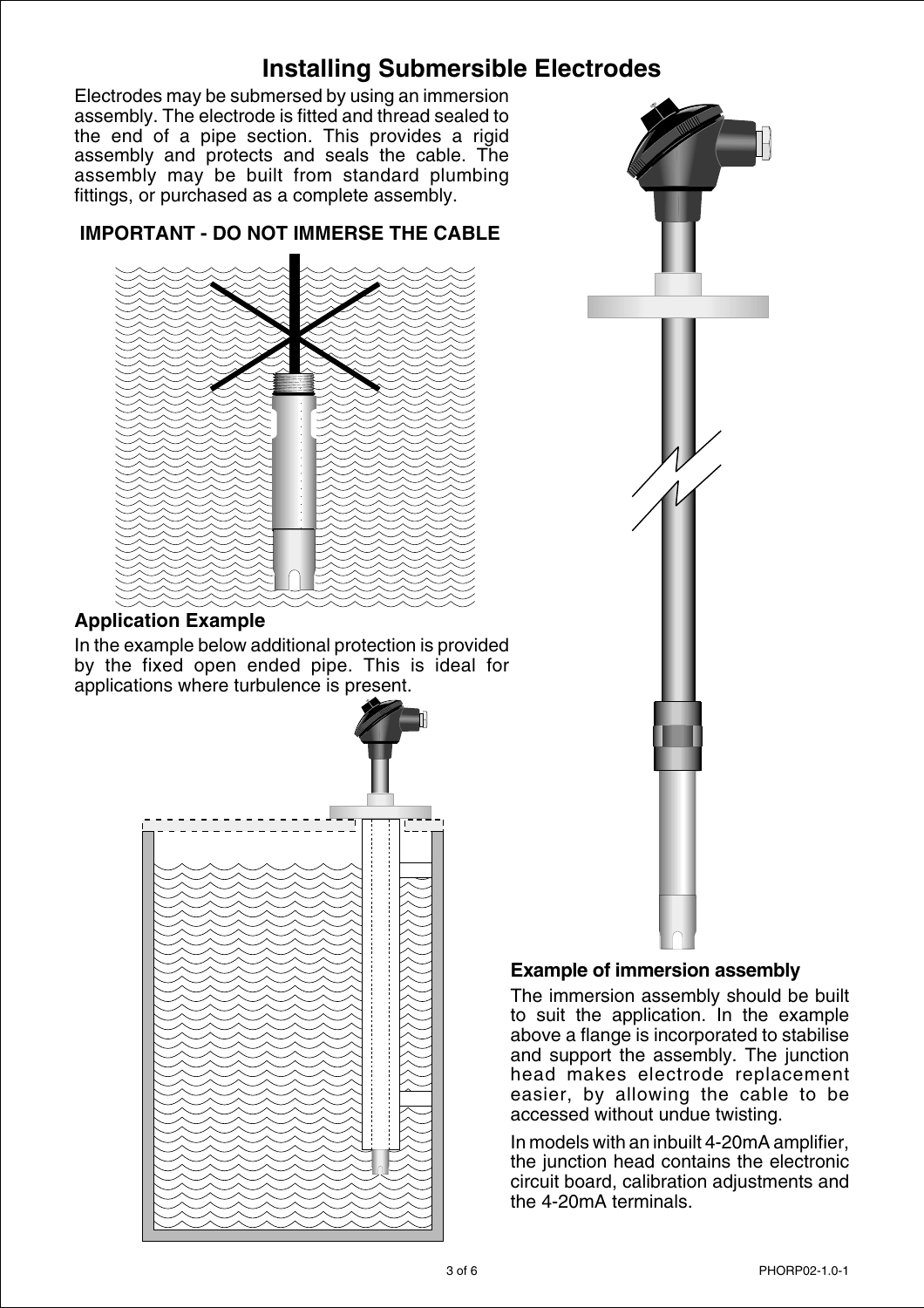# Installing Submersible Electrodes

Electrodes may be submersed by using an immersion assembly. The electrode is fitted and thread sealed to the end of a pipe section. This provides a rigid assembly and protects and seals the cable. The assembly may be built from standard plumbing fittings, or purchased as a complete assembly.

**IMPORTANT - DO NOT IMMERSE THE CABLE**

### Application Example

In the example below additional protection is provided by the fixed open ended pipe. This is ideal for applications where turbulence is present.

### Example of immersion assembly

The immersion assembly should be built to suit the application. In the example above a flange is incorporated to stabilise and support the assembly. The junction head makes electrode replacement easier, by allowing the cable to be accessed without undue twisting.

In models with an inbuilt 4-20mA amplifier, the junction head contains the electronic circuit board, calibration adjustments and the 4-20mA terminals.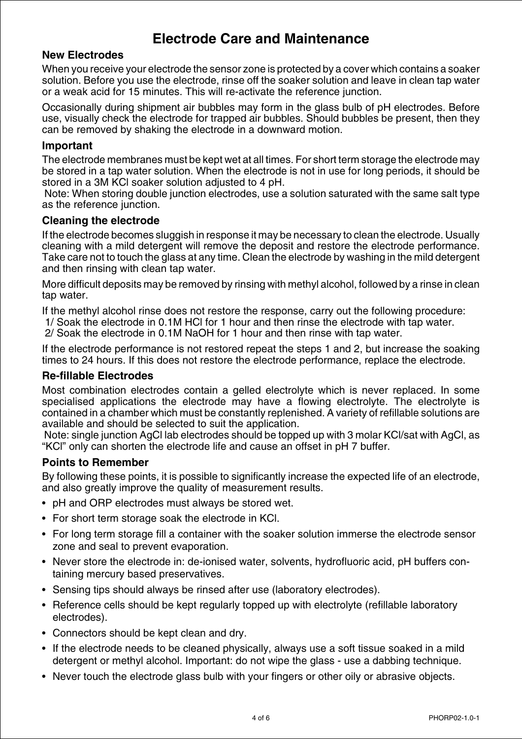# Electrode Care and Maintenance

### New Electrodes

When you receive your electrode the sensor zone is protected by a cover which contains a soaker solution. Before you use the electrode, rinse off the soaker solution and leave in clean tap water or a weak acid for 15 minutes. This will re-activate the reference junction.

Occasionally during shipment air bubbles may form in the glass bulb of pH electrodes. Before use, visually check the electrode for trapped air bubbles. Should bubbles be present, then they can be removed by shaking the electrode in a downward motion.

### Important

The electrode membranes must be kept wet at all times. For short term storage the electrode may be stored in a tap water solution. When the electrode is not in use for long periods, it should be stored in a 3M KCl soaker solution adjusted to 4 pH.

Note: When storing double junction electrodes, use a solution saturated with the same salt type as the reference junction.

### Cleaning the electrode

If the electrode becomes sluggish in response it may be necessary to clean the electrode. Usually cleaning with a mild detergent will remove the deposit and restore the electrode performance. Take care not to touch the glass at any time. Clean the electrode by washing in the mild detergent and then rinsing with clean tap water.

More difficult deposits may be removed by rinsing with methyl alcohol, followed by a rinse in clean tap water.

If the methyl alcohol rinse does not restore the response, carry out the following procedure:

1/ Soak the electrode in 0.1M HCl for 1 hour and then rinse the electrode with tap water.
2/ Soak the electrode in 0.1M NaOH for 1 hour and then rinse with tap water.

If the electrode performance is not restored repeat the steps 1 and 2, but increase the soaking times to 24 hours. If this does not restore the electrode performance, replace the electrode.

### Re-fillable Electrodes

Most combination electrodes contain a gelled electrolyte which is never replaced. In some specialised applications the electrode may have a flowing electrolyte. The electrolyte is contained in a chamber which must be constantly replenished. A variety of refillable solutions are available and should be selected to suit the application.

Note: single junction AgCl lab electrodes should be topped up with 3 molar KCl/sat with AgCl, as "KCl" only can shorten the electrode life and cause an offset in pH 7 buffer.

### Points to Remember

By following these points, it is possible to significantly increase the expected life of an electrode, and also greatly improve the quality of measurement results.

- pH and ORP electrodes must always be stored wet.
- For short term storage soak the electrode in KCl.
- For long term storage fill a container with the soaker solution immerse the electrode sensor zone and seal to prevent evaporation.
- Never store the electrode in: de-ionised water, solvents, hydrofluoric acid, pH buffers containing mercury based preservatives.
- Sensing tips should always be rinsed after use (laboratory electrodes).
- Reference cells should be kept regularly topped up with electrolyte (refillable laboratory electrodes).
- Connectors should be kept clean and dry.
- If the electrode needs to be cleaned physically, always use a soft tissue soaked in a mild detergent or methyl alcohol. Important: do not wipe the glass - use a dabbing technique.
- Never touch the electrode glass bulb with your fingers or other oily or abrasive objects.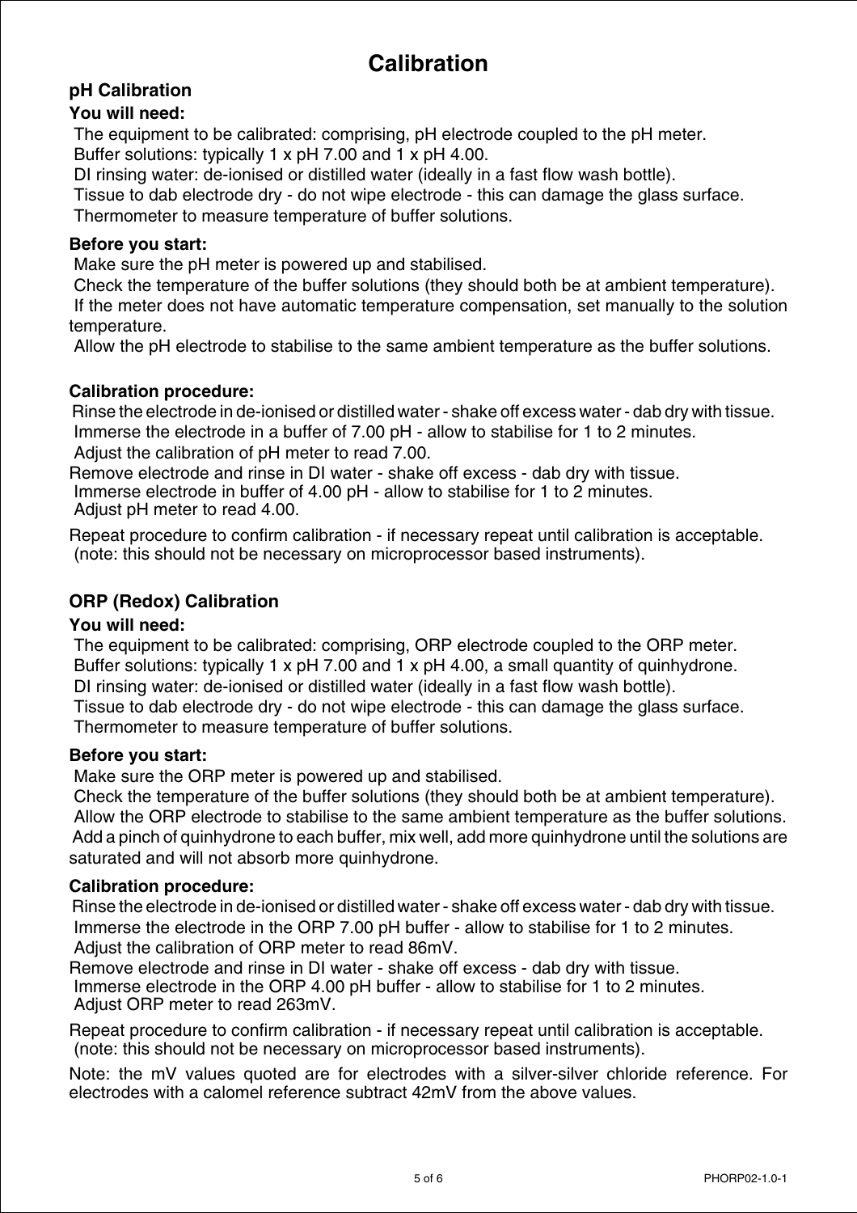# Calibration

## pH Calibration

**You will need:**

The equipment to be calibrated: comprising, pH electrode coupled to the pH meter.
Buffer solutions: typically 1 x pH 7.00 and 1 x pH 4.00.
DI rinsing water: de-ionised or distilled water (ideally in a fast flow wash bottle).
Tissue to dab electrode dry - do not wipe electrode - this can damage the glass surface.
Thermometer to measure temperature of buffer solutions.

**Before you start:**

Make sure the pH meter is powered up and stabilised.
Check the temperature of the buffer solutions (they should both be at ambient temperature).
If the meter does not have automatic temperature compensation, set manually to the solution temperature.
Allow the pH electrode to stabilise to the same ambient temperature as the buffer solutions.

**Calibration procedure:**

Rinse the electrode in de-ionised or distilled water - shake off excess water - dab dry with tissue.
Immerse the electrode in a buffer of 7.00 pH - allow to stabilise for 1 to 2 minutes.
Adjust the calibration of pH meter to read 7.00.
Remove electrode and rinse in DI water - shake off excess - dab dry with tissue.
Immerse electrode in buffer of 4.00 pH - allow to stabilise for 1 to 2 minutes.
Adjust pH meter to read 4.00.

Repeat procedure to confirm calibration - if necessary repeat until calibration is acceptable.
(note: this should not be necessary on microprocessor based instruments).

## ORP (Redox) Calibration

**You will need:**

The equipment to be calibrated: comprising, ORP electrode coupled to the ORP meter.
Buffer solutions: typically 1 x pH 7.00 and 1 x pH 4.00, a small quantity of quinhydrone.
DI rinsing water: de-ionised or distilled water (ideally in a fast flow wash bottle).
Tissue to dab electrode dry - do not wipe electrode - this can damage the glass surface.
Thermometer to measure temperature of buffer solutions.

**Before you start:**

Make sure the ORP meter is powered up and stabilised.
Check the temperature of the buffer solutions (they should both be at ambient temperature).
Allow the ORP electrode to stabilise to the same ambient temperature as the buffer solutions.
Add a pinch of quinhydrone to each buffer, mix well, add more quinhydrone until the solutions are saturated and will not absorb more quinhydrone.

**Calibration procedure:**

Rinse the electrode in de-ionised or distilled water - shake off excess water - dab dry with tissue.
Immerse the electrode in the ORP 7.00 pH buffer - allow to stabilise for 1 to 2 minutes.
Adjust the calibration of ORP meter to read 86mV.
Remove electrode and rinse in DI water - shake off excess - dab dry with tissue.
Immerse electrode in the ORP 4.00 pH buffer - allow to stabilise for 1 to 2 minutes.
Adjust ORP meter to read 263mV.

Repeat procedure to confirm calibration - if necessary repeat until calibration is acceptable.
(note: this should not be necessary on microprocessor based instruments).

Note: the mV values quoted are for electrodes with a silver-silver chloride reference. For electrodes with a calomel reference subtract 42mV from the above values.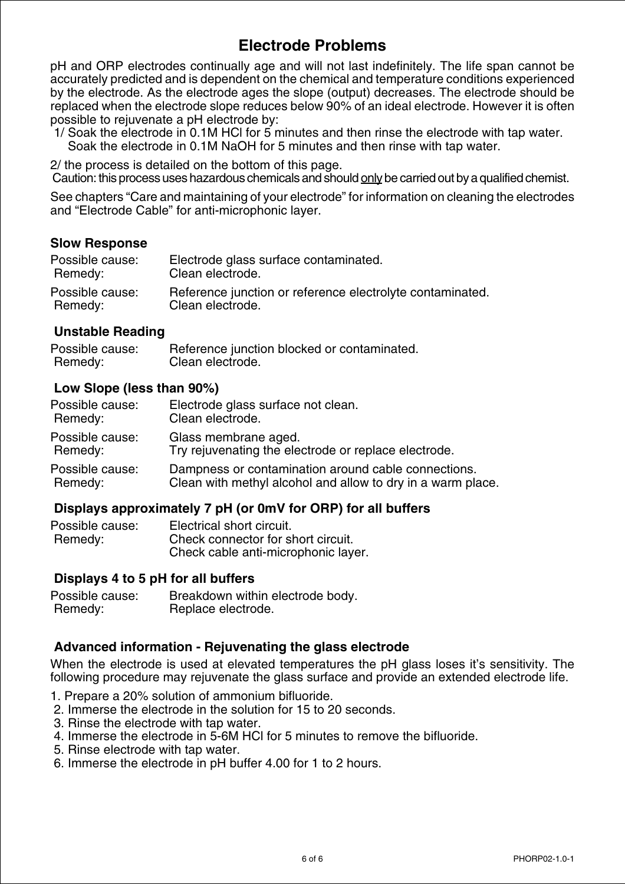# Electrode Problems

pH and ORP electrodes continually age and will not last indefinitely. The life span cannot be accurately predicted and is dependent on the chemical and temperature conditions experienced by the electrode. As the electrode ages the slope (output) decreases. The electrode should be replaced when the electrode slope reduces below 90% of an ideal electrode. However it is often possible to rejuvenate a pH electrode by:

1/ Soak the electrode in 0.1M HCl for 5 minutes and then rinse the electrode with tap water. Soak the electrode in 0.1M NaOH for 5 minutes and then rinse with tap water.

2/ the process is detailed on the bottom of this page.
Caution: this process uses hazardous chemicals and should <u>only</u> be carried out by a qualified chemist.

See chapters "Care and maintaining of your electrode" for information on cleaning the electrodes and "Electrode Cable" for anti-microphonic layer.

### Slow Response

Possible cause: Electrode glass surface contaminated.
Remedy: Clean electrode.

Possible cause: Reference junction or reference electrolyte contaminated.
Remedy: Clean electrode.

### Unstable Reading

Possible cause: Reference junction blocked or contaminated.
Remedy: Clean electrode.

### Low Slope (less than 90%)

Possible cause: Electrode glass surface not clean.
Remedy: Clean electrode.

Possible cause: Glass membrane aged.
Remedy: Try rejuvenating the electrode or replace electrode.

Possible cause: Dampness or contamination around cable connections.
Remedy: Clean with methyl alcohol and allow to dry in a warm place.

### Displays approximately 7 pH (or 0mV for ORP) for all buffers

Possible cause: Electrical short circuit.
Remedy: Check connector for short circuit.
Check cable anti-microphonic layer.

### Displays 4 to 5 pH for all buffers

Possible cause: Breakdown within electrode body.
Remedy: Replace electrode.

### Advanced information - Rejuvenating the glass electrode

When the electrode is used at elevated temperatures the pH glass loses it's sensitivity. The following procedure may rejuvenate the glass surface and provide an extended electrode life.

1. Prepare a 20% solution of ammonium bifluoride.
2. Immerse the electrode in the solution for 15 to 20 seconds.
3. Rinse the electrode with tap water.
4. Immerse the electrode in 5-6M HCl for 5 minutes to remove the bifluoride.
5. Rinse electrode with tap water.
6. Immerse the electrode in pH buffer 4.00 for 1 to 2 hours.